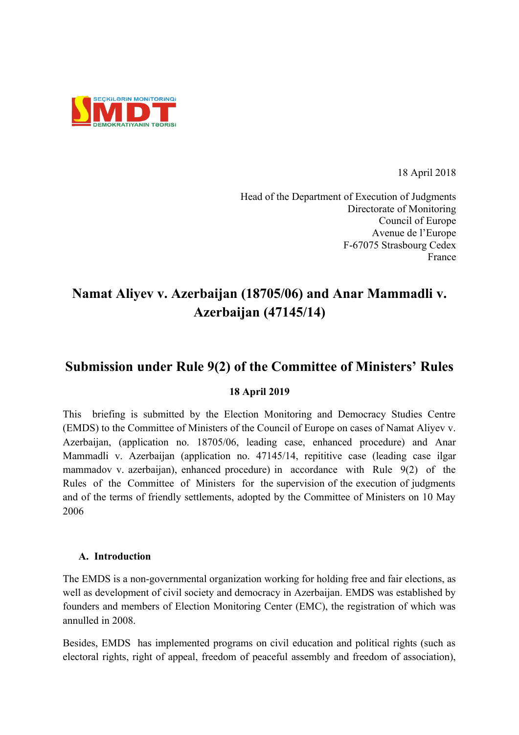SEÇKİLƏRİN MONİTORİNQİ

SMDT

DEMOKRATİYANIN TƏDRİSİ

18 April 2018

Head of the Department of Execution of Judgments  
Directorate of Monitoring  
Council of Europe  
Avenue de l'Europe  
F-67075 Strasbourg Cedex  
France

# Namat Aliyev v. Azerbaijan (18705/06) and Anar Mammadli v. Azerbaijan (47145/14)

# Submission under Rule 9(2) of the Committee of Ministers' Rules

**18 April 2019**

This briefing is submitted by the Election Monitoring and Democracy Studies Centre (EMDS) to the Committee of Ministers of the Council of Europe on cases of Namat Aliyev v. Azerbaijan, (application no. 18705/06, leading case, enhanced procedure) and Anar Mammadli v. Azerbaijan (application no. 47145/14, repititive case (leading case ilgar mammadov v. azerbaijan), enhanced procedure) in accordance with Rule 9(2) of the Rules of the Committee of Ministers for the supervision of the execution of judgments and of the terms of friendly settlements, adopted by the Committee of Ministers on 10 May 2006

## A. Introduction

The EMDS is a non-governmental organization working for holding free and fair elections, as well as development of civil society and democracy in Azerbaijan. EMDS was established by founders and members of Election Monitoring Center (EMC), the registration of which was annulled in 2008.

Besides, EMDS has implemented programs on civil education and political rights (such as electoral rights, right of appeal, freedom of peaceful assembly and freedom of association),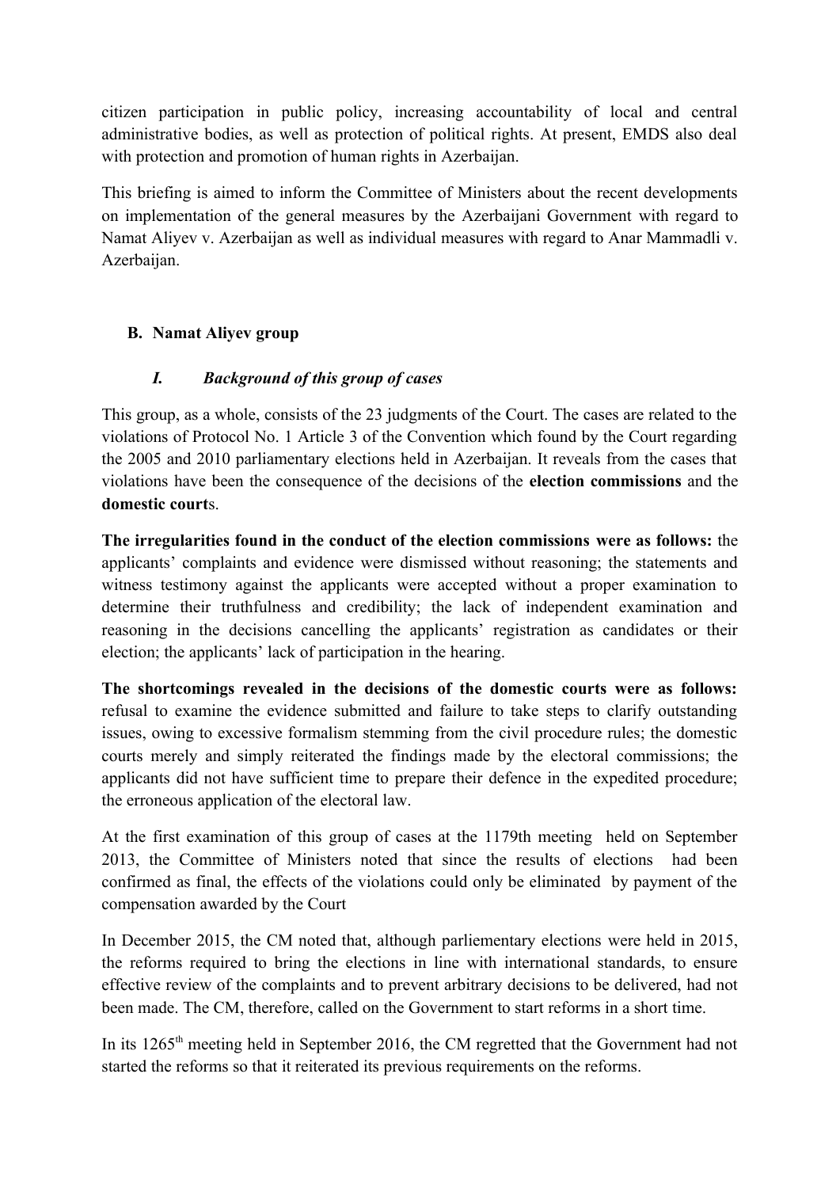citizen participation in public policy, increasing accountability of local and central administrative bodies, as well as protection of political rights. At present, EMDS also deal with protection and promotion of human rights in Azerbaijan.

This briefing is aimed to inform the Committee of Ministers about the recent developments on implementation of the general measures by the Azerbaijani Government with regard to Namat Aliyev v. Azerbaijan as well as individual measures with regard to Anar Mammadli v. Azerbaijan.

## B. Namat Aliyev group

### *I. Background of this group of cases*

This group, as a whole, consists of the 23 judgments of the Court. The cases are related to the violations of Protocol No. 1 Article 3 of the Convention which found by the Court regarding the 2005 and 2010 parliamentary elections held in Azerbaijan. It reveals from the cases that violations have been the consequence of the decisions of the **election commissions** and the **domestic court**s.

**The irregularities found in the conduct of the election commissions were as follows:** the applicants' complaints and evidence were dismissed without reasoning; the statements and witness testimony against the applicants were accepted without a proper examination to determine their truthfulness and credibility; the lack of independent examination and reasoning in the decisions cancelling the applicants' registration as candidates or their election; the applicants' lack of participation in the hearing.

**The shortcomings revealed in the decisions of the domestic courts were as follows:** refusal to examine the evidence submitted and failure to take steps to clarify outstanding issues, owing to excessive formalism stemming from the civil procedure rules; the domestic courts merely and simply reiterated the findings made by the electoral commissions; the applicants did not have sufficient time to prepare their defence in the expedited procedure; the erroneous application of the electoral law.

At the first examination of this group of cases at the 1179th meeting held on September 2013, the Committee of Ministers noted that since the results of elections had been confirmed as final, the effects of the violations could only be eliminated by payment of the compensation awarded by the Court

In December 2015, the CM noted that, although parliementary elections were held in 2015, the reforms required to bring the elections in line with international standards, to ensure effective review of the complaints and to prevent arbitrary decisions to be delivered, had not been made. The CM, therefore, called on the Government to start reforms in a short time.

In its 1265th meeting held in September 2016, the CM regretted that the Government had not started the reforms so that it reiterated its previous requirements on the reforms.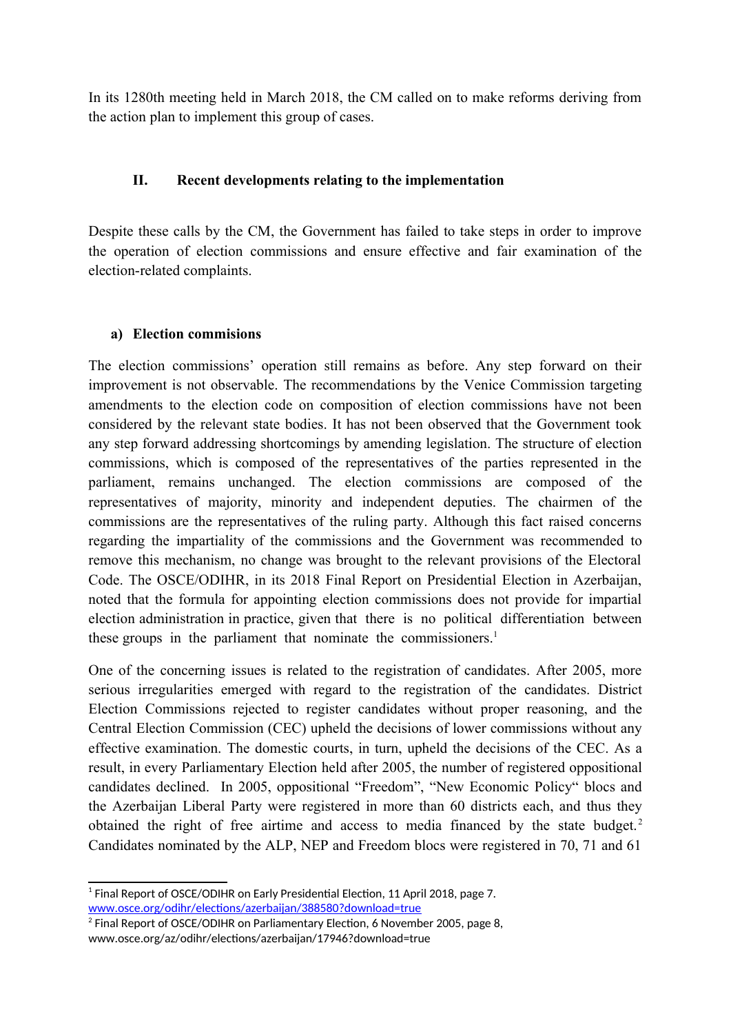In its 1280th meeting held in March 2018, the CM called on to make reforms deriving from the action plan to implement this group of cases.

## II. Recent developments relating to the implementation

Despite these calls by the CM, the Government has failed to take steps in order to improve the operation of election commissions and ensure effective and fair examination of the election-related complaints.

### a) Election commisions

The election commissions' operation still remains as before. Any step forward on their improvement is not observable. The recommendations by the Venice Commission targeting amendments to the election code on composition of election commissions have not been considered by the relevant state bodies. It has not been observed that the Government took any step forward addressing shortcomings by amending legislation. The structure of election commissions, which is composed of the representatives of the parties represented in the parliament, remains unchanged. The election commissions are composed of the representatives of majority, minority and independent deputies. The chairmen of the commissions are the representatives of the ruling party. Although this fact raised concerns regarding the impartiality of the commissions and the Government was recommended to remove this mechanism, no change was brought to the relevant provisions of the Electoral Code. The OSCE/ODIHR, in its 2018 Final Report on Presidential Election in Azerbaijan, noted that the formula for appointing election commissions does not provide for impartial election administration in practice, given that there is no political differentiation between these groups in the parliament that nominate the commissioners.[1]

One of the concerning issues is related to the registration of candidates. After 2005, more serious irregularities emerged with regard to the registration of the candidates. District Election Commissions rejected to register candidates without proper reasoning, and the Central Election Commission (CEC) upheld the decisions of lower commissions without any effective examination. The domestic courts, in turn, upheld the decisions of the CEC. As a result, in every Parliamentary Election held after 2005, the number of registered oppositional candidates declined. In 2005, oppositional "Freedom", "New Economic Policy" blocs and the Azerbaijan Liberal Party were registered in more than 60 districts each, and thus they obtained the right of free airtime and access to media financed by the state budget.[2] Candidates nominated by the ALP, NEP and Freedom blocs were registered in 70, 71 and 61

---

[1] Final Report of OSCE/ODIHR on Early Presidential Election, 11 April 2018, page 7. www.osce.org/odihr/elections/azerbaijan/388580?download=true

[2] Final Report of OSCE/ODIHR on Parliamentary Election, 6 November 2005, page 8, www.osce.org/az/odihr/elections/azerbaijan/17946?download=true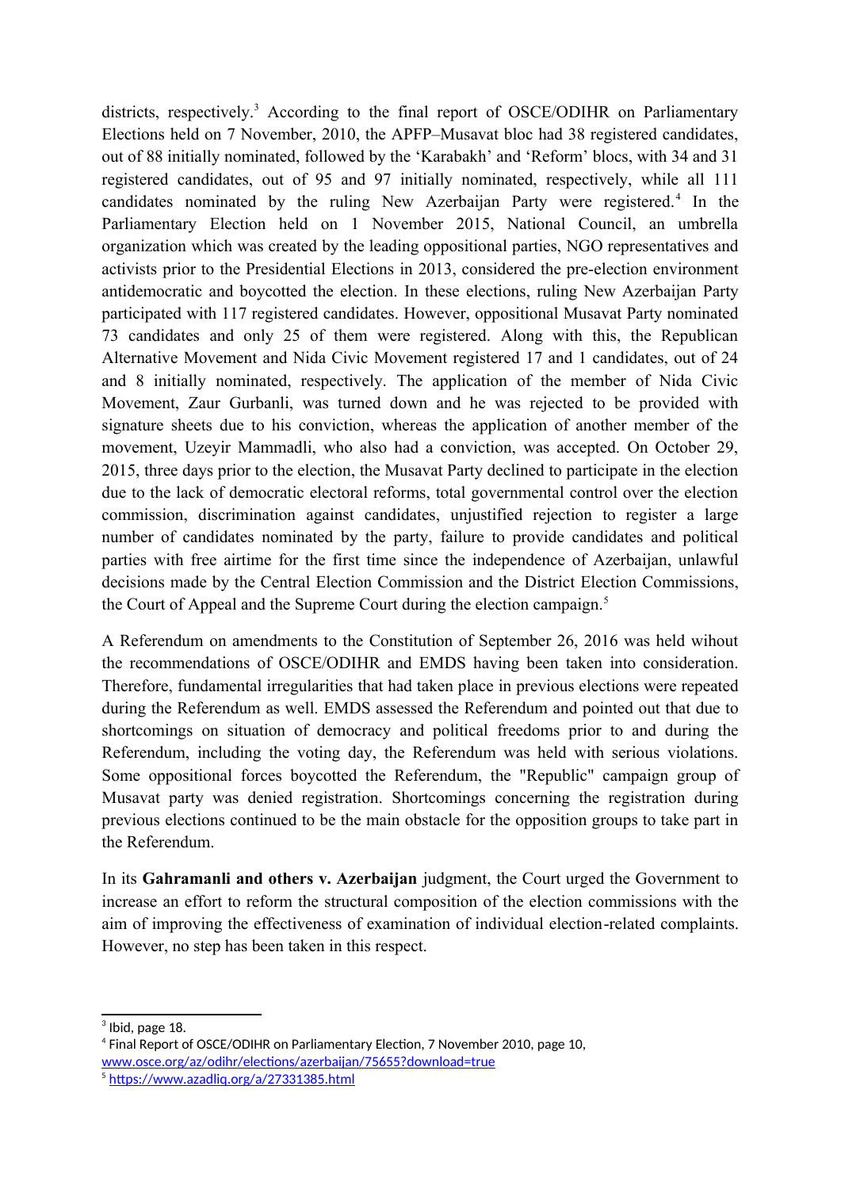districts, respectively.[3] According to the final report of OSCE/ODIHR on Parliamentary Elections held on 7 November, 2010, the APFP–Musavat bloc had 38 registered candidates, out of 88 initially nominated, followed by the 'Karabakh' and 'Reform' blocs, with 34 and 31 registered candidates, out of 95 and 97 initially nominated, respectively, while all 111 candidates nominated by the ruling New Azerbaijan Party were registered.[4] In the Parliamentary Election held on 1 November 2015, National Council, an umbrella organization which was created by the leading oppositional parties, NGO representatives and activists prior to the Presidential Elections in 2013, considered the pre-election environment antidemocratic and boycotted the election. In these elections, ruling New Azerbaijan Party participated with 117 registered candidates. However, oppositional Musavat Party nominated 73 candidates and only 25 of them were registered. Along with this, the Republican Alternative Movement and Nida Civic Movement registered 17 and 1 candidates, out of 24 and 8 initially nominated, respectively. The application of the member of Nida Civic Movement, Zaur Gurbanli, was turned down and he was rejected to be provided with signature sheets due to his conviction, whereas the application of another member of the movement, Uzeyir Mammadli, who also had a conviction, was accepted. On October 29, 2015, three days prior to the election, the Musavat Party declined to participate in the election due to the lack of democratic electoral reforms, total governmental control over the election commission, discrimination against candidates, unjustified rejection to register a large number of candidates nominated by the party, failure to provide candidates and political parties with free airtime for the first time since the independence of Azerbaijan, unlawful decisions made by the Central Election Commission and the District Election Commissions, the Court of Appeal and the Supreme Court during the election campaign.[5]

A Referendum on amendments to the Constitution of September 26, 2016 was held wihout the recommendations of OSCE/ODIHR and EMDS having been taken into consideration. Therefore, fundamental irregularities that had taken place in previous elections were repeated during the Referendum as well. EMDS assessed the Referendum and pointed out that due to shortcomings on situation of democracy and political freedoms prior to and during the Referendum, including the voting day, the Referendum was held with serious violations. Some oppositional forces boycotted the Referendum, the "Republic" campaign group of Musavat party was denied registration. Shortcomings concerning the registration during previous elections continued to be the main obstacle for the opposition groups to take part in the Referendum.

In its **Gahramanli and others v. Azerbaijan** judgment, the Court urged the Government to increase an effort to reform the structural composition of the election commissions with the aim of improving the effectiveness of examination of individual election-related complaints. However, no step has been taken in this respect.

---

[3] Ibid, page 18.

[4] Final Report of OSCE/ODIHR on Parliamentary Election, 7 November 2010, page 10, www.osce.org/az/odihr/elections/azerbaijan/75655?download=true

[5] https://www.azadliq.org/a/27331385.html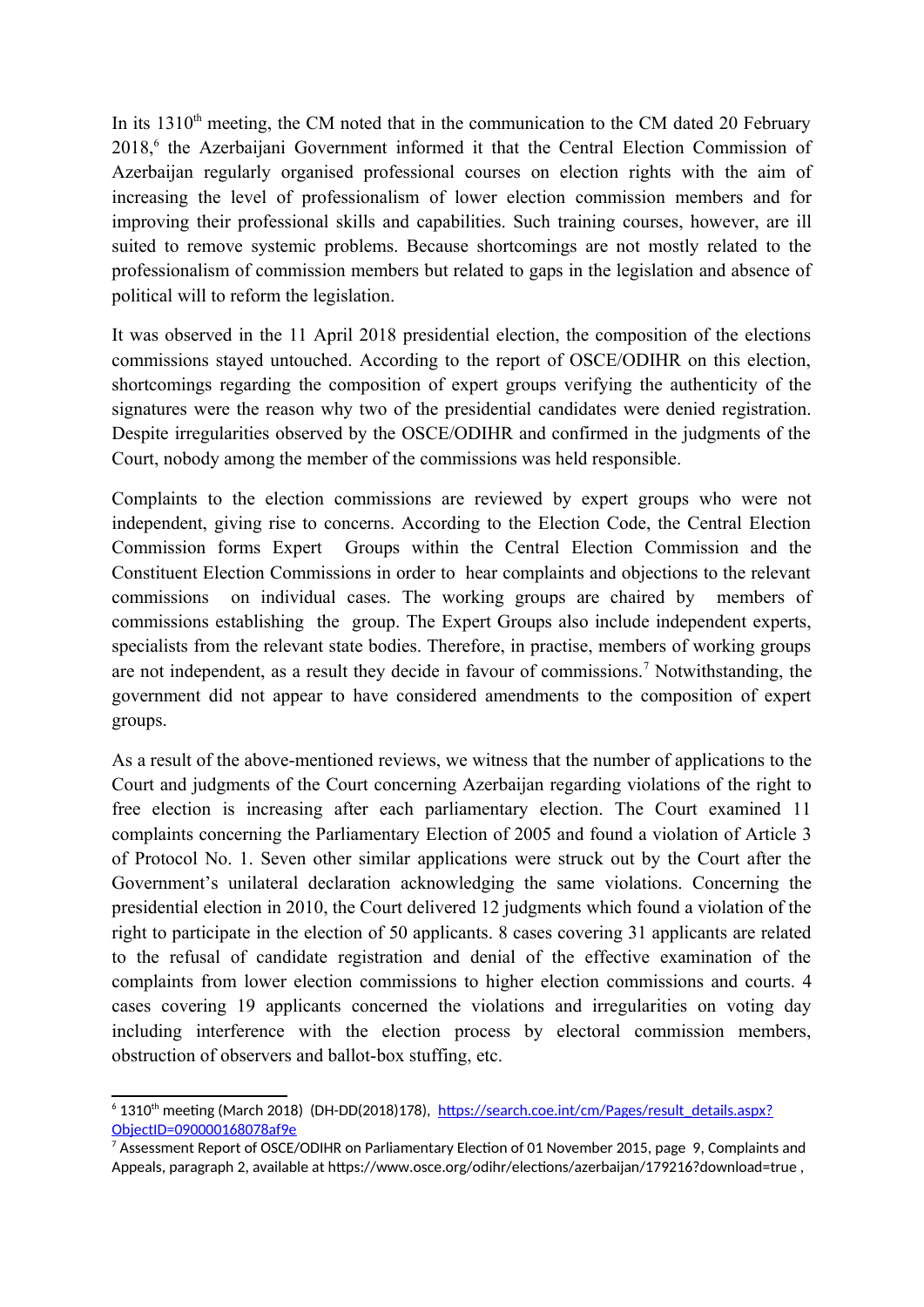In its 1310th meeting, the CM noted that in the communication to the CM dated 20 February 2018,[6] the Azerbaijani Government informed it that the Central Election Commission of Azerbaijan regularly organised professional courses on election rights with the aim of increasing the level of professionalism of lower election commission members and for improving their professional skills and capabilities. Such training courses, however, are ill suited to remove systemic problems. Because shortcomings are not mostly related to the professionalism of commission members but related to gaps in the legislation and absence of political will to reform the legislation.

It was observed in the 11 April 2018 presidential election, the composition of the elections commissions stayed untouched. According to the report of OSCE/ODIHR on this election, shortcomings regarding the composition of expert groups verifying the authenticity of the signatures were the reason why two of the presidential candidates were denied registration. Despite irregularities observed by the OSCE/ODIHR and confirmed in the judgments of the Court, nobody among the member of the commissions was held responsible.

Complaints to the election commissions are reviewed by expert groups who were not independent, giving rise to concerns. According to the Election Code, the Central Election Commission forms Expert Groups within the Central Election Commission and the Constituent Election Commissions in order to hear complaints and objections to the relevant commissions on individual cases. The working groups are chaired by members of commissions establishing the group. The Expert Groups also include independent experts, specialists from the relevant state bodies. Therefore, in practise, members of working groups are not independent, as a result they decide in favour of commissions.[7] Notwithstanding, the government did not appear to have considered amendments to the composition of expert groups.

As a result of the above-mentioned reviews, we witness that the number of applications to the Court and judgments of the Court concerning Azerbaijan regarding violations of the right to free election is increasing after each parliamentary election. The Court examined 11 complaints concerning the Parliamentary Election of 2005 and found a violation of Article 3 of Protocol No. 1. Seven other similar applications were struck out by the Court after the Government's unilateral declaration acknowledging the same violations. Concerning the presidential election in 2010, the Court delivered 12 judgments which found a violation of the right to participate in the election of 50 applicants. 8 cases covering 31 applicants are related to the refusal of candidate registration and denial of the effective examination of the complaints from lower election commissions to higher election commissions and courts. 4 cases covering 19 applicants concerned the violations and irregularities on voting day including interference with the election process by electoral commission members, obstruction of observers and ballot-box stuffing, etc.

---

[6] 1310th meeting (March 2018) (DH-DD(2018)178), https://search.coe.int/cm/Pages/result_details.aspx?ObjectID=090000168078af9e

[7] Assessment Report of OSCE/ODIHR on Parliamentary Election of 01 November 2015, page 9, Complaints and Appeals, paragraph 2, available at https://www.osce.org/odihr/elections/azerbaijan/179216?download=true ,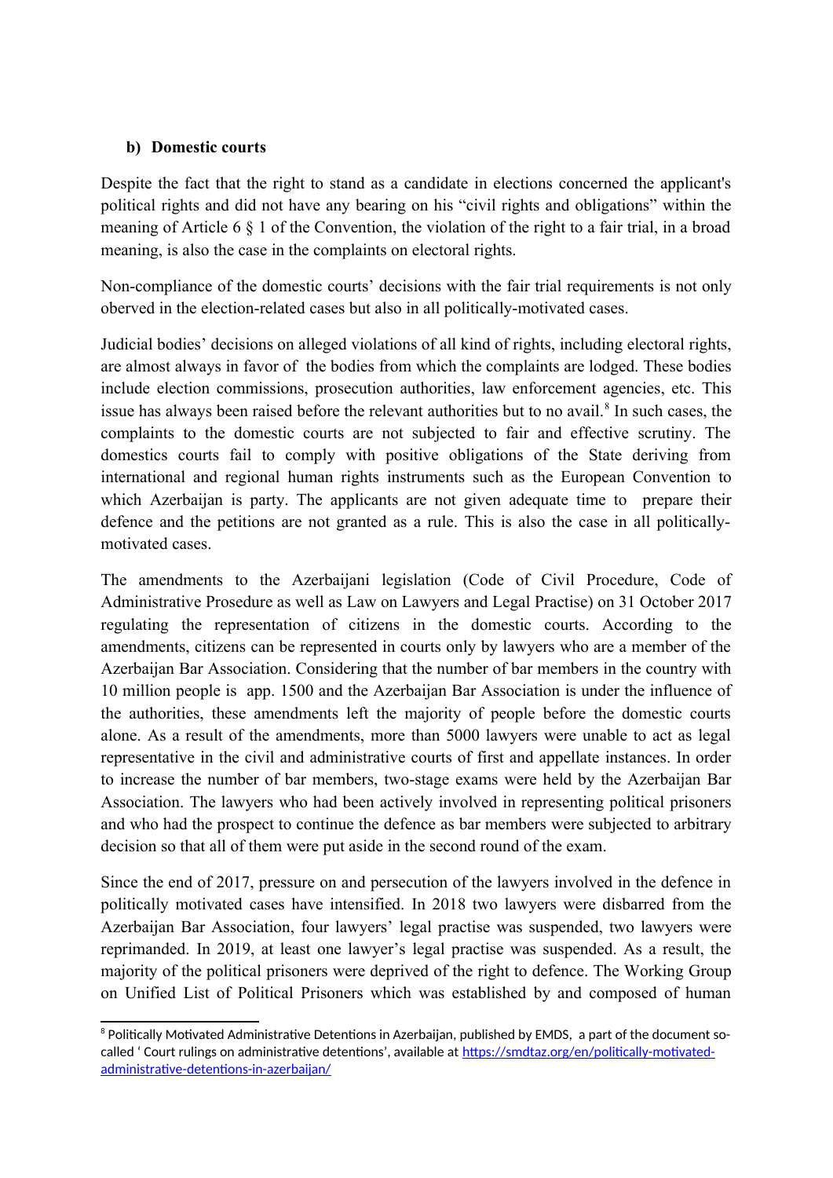### b) Domestic courts

Despite the fact that the right to stand as a candidate in elections concerned the applicant's political rights and did not have any bearing on his "civil rights and obligations" within the meaning of Article 6 § 1 of the Convention, the violation of the right to a fair trial, in a broad meaning, is also the case in the complaints on electoral rights.

Non-compliance of the domestic courts' decisions with the fair trial requirements is not only oberved in the election-related cases but also in all politically-motivated cases.

Judicial bodies' decisions on alleged violations of all kind of rights, including electoral rights, are almost always in favor of the bodies from which the complaints are lodged. These bodies include election commissions, prosecution authorities, law enforcement agencies, etc. This issue has always been raised before the relevant authorities but to no avail.[8] In such cases, the complaints to the domestic courts are not subjected to fair and effective scrutiny. The domestics courts fail to comply with positive obligations of the State deriving from international and regional human rights instruments such as the European Convention to which Azerbaijan is party. The applicants are not given adequate time to prepare their defence and the petitions are not granted as a rule. This is also the case in all politically-motivated cases.

The amendments to the Azerbaijani legislation (Code of Civil Procedure, Code of Administrative Prosedure as well as Law on Lawyers and Legal Practise) on 31 October 2017 regulating the representation of citizens in the domestic courts. According to the amendments, citizens can be represented in courts only by lawyers who are a member of the Azerbaijan Bar Association. Considering that the number of bar members in the country with 10 million people is app. 1500 and the Azerbaijan Bar Association is under the influence of the authorities, these amendments left the majority of people before the domestic courts alone. As a result of the amendments, more than 5000 lawyers were unable to act as legal representative in the civil and administrative courts of first and appellate instances. In order to increase the number of bar members, two-stage exams were held by the Azerbaijan Bar Association. The lawyers who had been actively involved in representing political prisoners and who had the prospect to continue the defence as bar members were subjected to arbitrary decision so that all of them were put aside in the second round of the exam.

Since the end of 2017, pressure on and persecution of the lawyers involved in the defence in politically motivated cases have intensified. In 2018 two lawyers were disbarred from the Azerbaijan Bar Association, four lawyers' legal practise was suspended, two lawyers were reprimanded. In 2019, at least one lawyer's legal practise was suspended. As a result, the majority of the political prisoners were deprived of the right to defence. The Working Group on Unified List of Political Prisoners which was established by and composed of human

---

[8] Politically Motivated Administrative Detentions in Azerbaijan, published by EMDS, a part of the document so-called ' Court rulings on administrative detentions', available at https://smdtaz.org/en/politically-motivated-administrative-detentions-in-azerbaijan/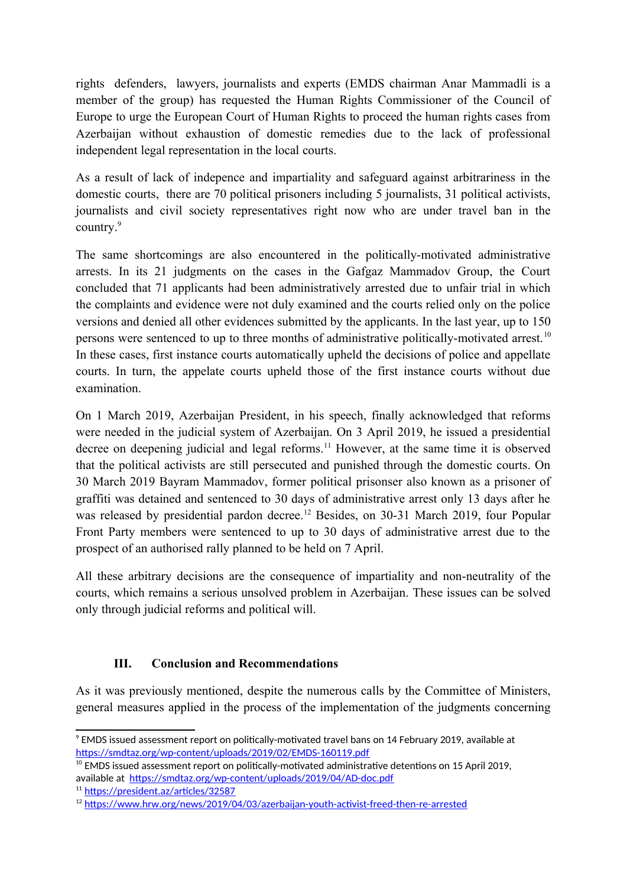rights defenders, lawyers, journalists and experts (EMDS chairman Anar Mammadli is a member of the group) has requested the Human Rights Commissioner of the Council of Europe to urge the European Court of Human Rights to proceed the human rights cases from Azerbaijan without exhaustion of domestic remedies due to the lack of professional independent legal representation in the local courts.

As a result of lack of indepence and impartiality and safeguard against arbitrariness in the domestic courts, there are 70 political prisoners including 5 journalists, 31 political activists, journalists and civil society representatives right now who are under travel ban in the country.[9]

The same shortcomings are also encountered in the politically-motivated administrative arrests. In its 21 judgments on the cases in the Gafgaz Mammadov Group, the Court concluded that 71 applicants had been administratively arrested due to unfair trial in which the complaints and evidence were not duly examined and the courts relied only on the police versions and denied all other evidences submitted by the applicants. In the last year, up to 150 persons were sentenced to up to three months of administrative politically-motivated arrest.[10] In these cases, first instance courts automatically upheld the decisions of police and appellate courts. In turn, the appelate courts upheld those of the first instance courts without due examination.

On 1 March 2019, Azerbaijan President, in his speech, finally acknowledged that reforms were needed in the judicial system of Azerbaijan. On 3 April 2019, he issued a presidential decree on deepening judicial and legal reforms.[11] However, at the same time it is observed that the political activists are still persecuted and punished through the domestic courts. On 30 March 2019 Bayram Mammadov, former political prisonser also known as a prisoner of graffiti was detained and sentenced to 30 days of administrative arrest only 13 days after he was released by presidential pardon decree.[12] Besides, on 30-31 March 2019, four Popular Front Party members were sentenced to up to 30 days of administrative arrest due to the prospect of an authorised rally planned to be held on 7 April.

All these arbitrary decisions are the consequence of impartiality and non-neutrality of the courts, which remains a serious unsolved problem in Azerbaijan. These issues can be solved only through judicial reforms and political will.

## III. Conclusion and Recommendations

As it was previously mentioned, despite the numerous calls by the Committee of Ministers, general measures applied in the process of the implementation of the judgments concerning

---

[9] EMDS issued assessment report on politically-motivated travel bans on 14 February 2019, available at https://smdtaz.org/wp-content/uploads/2019/02/EMDS-160119.pdf

[10] EMDS issued assessment report on politically-motivated administrative detentions on 15 April 2019, available at https://smdtaz.org/wp-content/uploads/2019/04/AD-doc.pdf

[11] https://president.az/articles/32587

[12] https://www.hrw.org/news/2019/04/03/azerbaijan-youth-activist-freed-then-re-arrested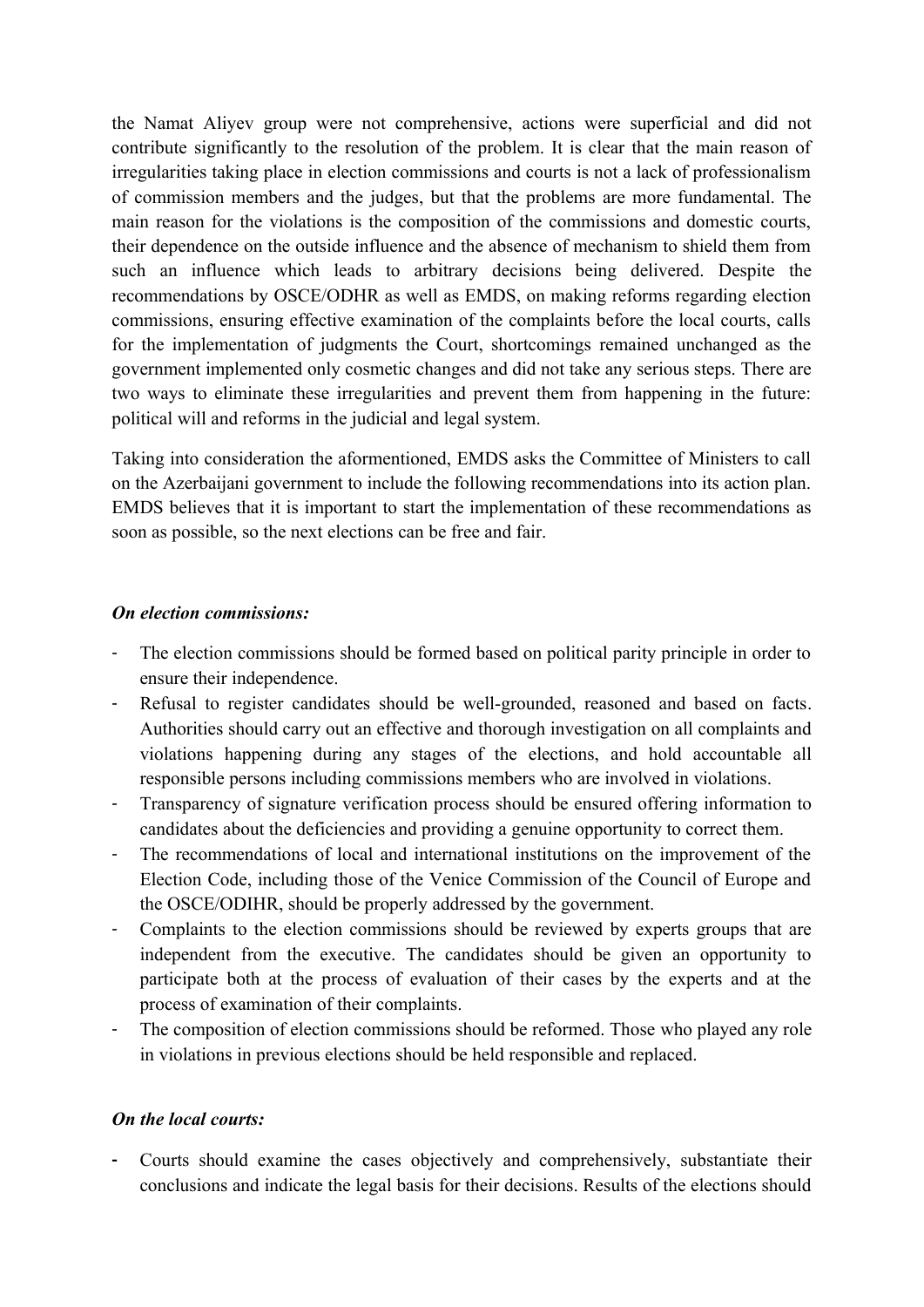the Namat Aliyev group were not comprehensive, actions were superficial and did not contribute significantly to the resolution of the problem. It is clear that the main reason of irregularities taking place in election commissions and courts is not a lack of professionalism of commission members and the judges, but that the problems are more fundamental. The main reason for the violations is the composition of the commissions and domestic courts, their dependence on the outside influence and the absence of mechanism to shield them from such an influence which leads to arbitrary decisions being delivered. Despite the recommendations by OSCE/ODHR as well as EMDS, on making reforms regarding election commissions, ensuring effective examination of the complaints before the local courts, calls for the implementation of judgments the Court, shortcomings remained unchanged as the government implemented only cosmetic changes and did not take any serious steps. There are two ways to eliminate these irregularities and prevent them from happening in the future: political will and reforms in the judicial and legal system.

Taking into consideration the aforementioned, EMDS asks the Committee of Ministers to call on the Azerbaijani government to include the following recommendations into its action plan. EMDS believes that it is important to start the implementation of these recommendations as soon as possible, so the next elections can be free and fair.

***On election commissions:***

- The election commissions should be formed based on political parity principle in order to ensure their independence.
- Refusal to register candidates should be well-grounded, reasoned and based on facts. Authorities should carry out an effective and thorough investigation on all complaints and violations happening during any stages of the elections, and hold accountable all responsible persons including commissions members who are involved in violations.
- Transparency of signature verification process should be ensured offering information to candidates about the deficiencies and providing a genuine opportunity to correct them.
- The recommendations of local and international institutions on the improvement of the Election Code, including those of the Venice Commission of the Council of Europe and the OSCE/ODIHR, should be properly addressed by the government.
- Complaints to the election commissions should be reviewed by experts groups that are independent from the executive. The candidates should be given an opportunity to participate both at the process of evaluation of their cases by the experts and at the process of examination of their complaints.
- The composition of election commissions should be reformed. Those who played any role in violations in previous elections should be held responsible and replaced.

***On the local courts:***

- Courts should examine the cases objectively and comprehensively, substantiate their conclusions and indicate the legal basis for their decisions. Results of the elections should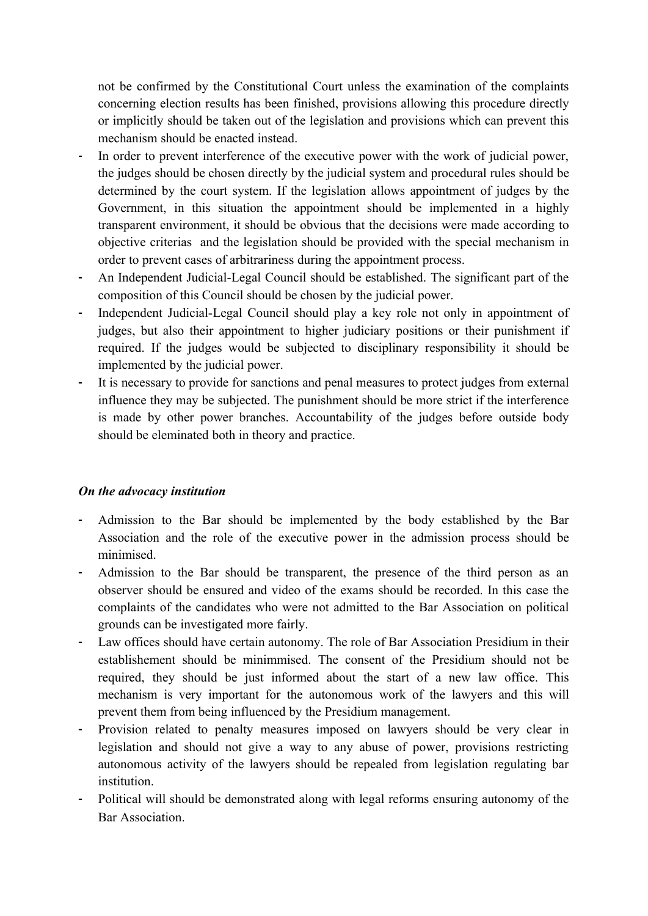not be confirmed by the Constitutional Court unless the examination of the complaints concerning election results has been finished, provisions allowing this procedure directly or implicitly should be taken out of the legislation and provisions which can prevent this mechanism should be enacted instead.

- In order to prevent interference of the executive power with the work of judicial power, the judges should be chosen directly by the judicial system and procedural rules should be determined by the court system. If the legislation allows appointment of judges by the Government, in this situation the appointment should be implemented in a highly transparent environment, it should be obvious that the decisions were made according to objective criterias and the legislation should be provided with the special mechanism in order to prevent cases of arbitrariness during the appointment process.
- An Independent Judicial-Legal Council should be established. The significant part of the composition of this Council should be chosen by the judicial power.
- Independent Judicial-Legal Council should play a key role not only in appointment of judges, but also their appointment to higher judiciary positions or their punishment if required. If the judges would be subjected to disciplinary responsibility it should be implemented by the judicial power.
- It is necessary to provide for sanctions and penal measures to protect judges from external influence they may be subjected. The punishment should be more strict if the interference is made by other power branches. Accountability of the judges before outside body should be eleminated both in theory and practice.

***On the advocacy institution***

- Admission to the Bar should be implemented by the body established by the Bar Association and the role of the executive power in the admission process should be minimised.
- Admission to the Bar should be transparent, the presence of the third person as an observer should be ensured and video of the exams should be recorded. In this case the complaints of the candidates who were not admitted to the Bar Association on political grounds can be investigated more fairly.
- Law offices should have certain autonomy. The role of Bar Association Presidium in their establishement should be minimmised. The consent of the Presidium should not be required, they should be just informed about the start of a new law office. This mechanism is very important for the autonomous work of the lawyers and this will prevent them from being influenced by the Presidium management.
- Provision related to penalty measures imposed on lawyers should be very clear in legislation and should not give a way to any abuse of power, provisions restricting autonomous activity of the lawyers should be repealed from legislation regulating bar institution.
- Political will should be demonstrated along with legal reforms ensuring autonomy of the Bar Association.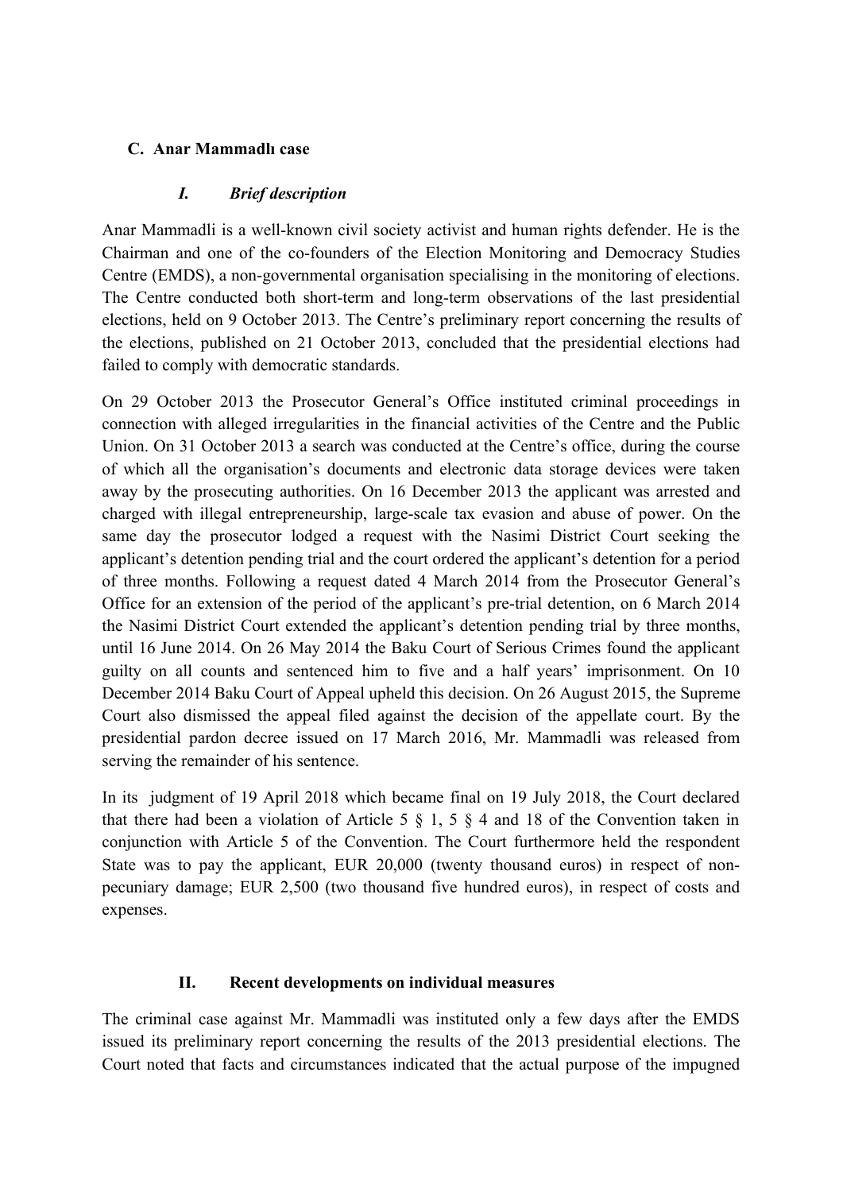## C. Anar Mammadlı case

### *I. Brief description*

Anar Mammadli is a well-known civil society activist and human rights defender. He is the Chairman and one of the co-founders of the Election Monitoring and Democracy Studies Centre (EMDS), a non-governmental organisation specialising in the monitoring of elections. The Centre conducted both short-term and long-term observations of the last presidential elections, held on 9 October 2013. The Centre's preliminary report concerning the results of the elections, published on 21 October 2013, concluded that the presidential elections had failed to comply with democratic standards.

On 29 October 2013 the Prosecutor General's Office instituted criminal proceedings in connection with alleged irregularities in the financial activities of the Centre and the Public Union. On 31 October 2013 a search was conducted at the Centre's office, during the course of which all the organisation's documents and electronic data storage devices were taken away by the prosecuting authorities. On 16 December 2013 the applicant was arrested and charged with illegal entrepreneurship, large-scale tax evasion and abuse of power. On the same day the prosecutor lodged a request with the Nasimi District Court seeking the applicant's detention pending trial and the court ordered the applicant's detention for a period of three months. Following a request dated 4 March 2014 from the Prosecutor General's Office for an extension of the period of the applicant's pre-trial detention, on 6 March 2014 the Nasimi District Court extended the applicant's detention pending trial by three months, until 16 June 2014. On 26 May 2014 the Baku Court of Serious Crimes found the applicant guilty on all counts and sentenced him to five and a half years' imprisonment. On 10 December 2014 Baku Court of Appeal upheld this decision. On 26 August 2015, the Supreme Court also dismissed the appeal filed against the decision of the appellate court. By the presidential pardon decree issued on 17 March 2016, Mr. Mammadli was released from serving the remainder of his sentence.

In its judgment of 19 April 2018 which became final on 19 July 2018, the Court declared that there had been a violation of Article 5 § 1, 5 § 4 and 18 of the Convention taken in conjunction with Article 5 of the Convention. The Court furthermore held the respondent State was to pay the applicant, EUR 20,000 (twenty thousand euros) in respect of non-pecuniary damage; EUR 2,500 (two thousand five hundred euros), in respect of costs and expenses.

### II. Recent developments on individual measures

The criminal case against Mr. Mammadli was instituted only a few days after the EMDS issued its preliminary report concerning the results of the 2013 presidential elections. The Court noted that facts and circumstances indicated that the actual purpose of the impugned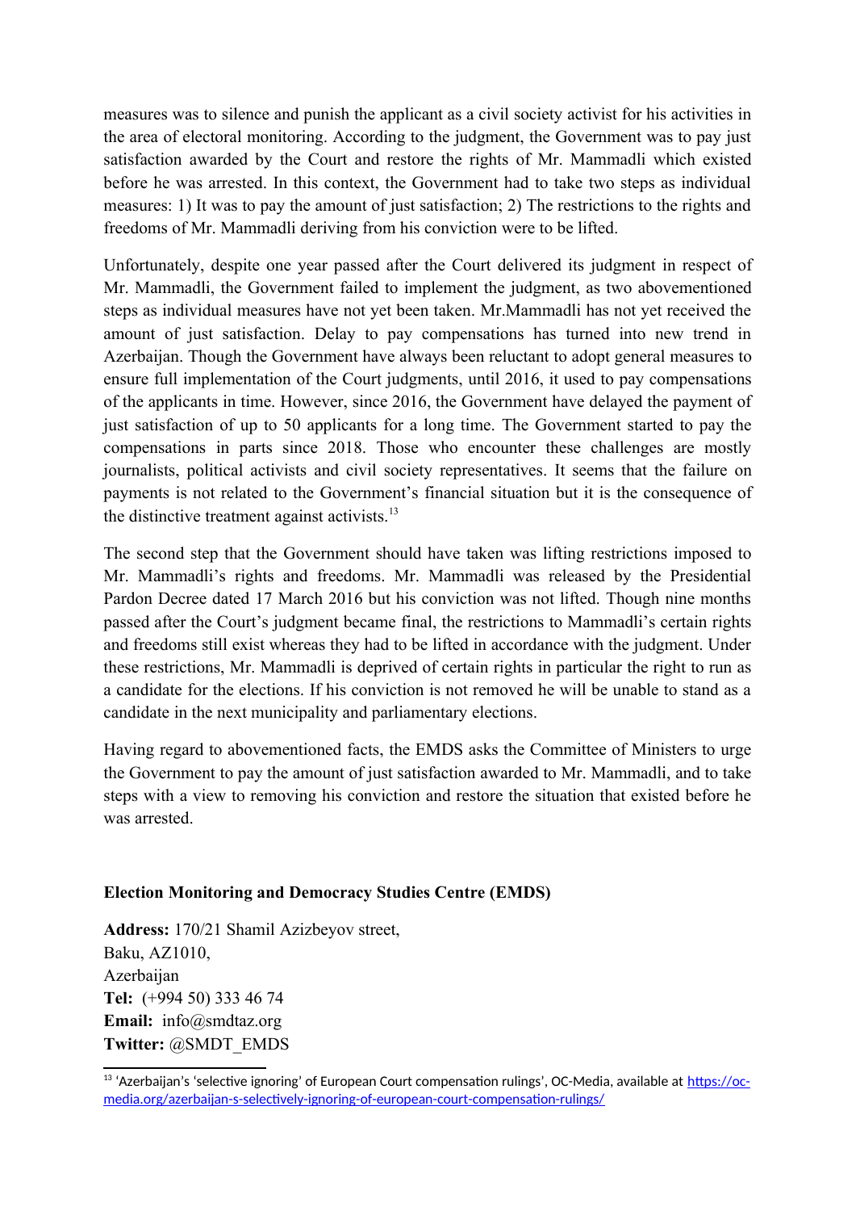measures was to silence and punish the applicant as a civil society activist for his activities in the area of electoral monitoring. According to the judgment, the Government was to pay just satisfaction awarded by the Court and restore the rights of Mr. Mammadli which existed before he was arrested. In this context, the Government had to take two steps as individual measures: 1) It was to pay the amount of just satisfaction; 2) The restrictions to the rights and freedoms of Mr. Mammadli deriving from his conviction were to be lifted.

Unfortunately, despite one year passed after the Court delivered its judgment in respect of Mr. Mammadli, the Government failed to implement the judgment, as two abovementioned steps as individual measures have not yet been taken. Mr.Mammadli has not yet received the amount of just satisfaction. Delay to pay compensations has turned into new trend in Azerbaijan. Though the Government have always been reluctant to adopt general measures to ensure full implementation of the Court judgments, until 2016, it used to pay compensations of the applicants in time. However, since 2016, the Government have delayed the payment of just satisfaction of up to 50 applicants for a long time. The Government started to pay the compensations in parts since 2018. Those who encounter these challenges are mostly journalists, political activists and civil society representatives. It seems that the failure on payments is not related to the Government's financial situation but it is the consequence of the distinctive treatment against activists.[13]

The second step that the Government should have taken was lifting restrictions imposed to Mr. Mammadli's rights and freedoms. Mr. Mammadli was released by the Presidential Pardon Decree dated 17 March 2016 but his conviction was not lifted. Though nine months passed after the Court's judgment became final, the restrictions to Mammadli's certain rights and freedoms still exist whereas they had to be lifted in accordance with the judgment. Under these restrictions, Mr. Mammadli is deprived of certain rights in particular the right to run as a candidate for the elections. If his conviction is not removed he will be unable to stand as a candidate in the next municipality and parliamentary elections.

Having regard to abovementioned facts, the EMDS asks the Committee of Ministers to urge the Government to pay the amount of just satisfaction awarded to Mr. Mammadli, and to take steps with a view to removing his conviction and restore the situation that existed before he was arrested.

**Election Monitoring and Democracy Studies Centre (EMDS)**

**Address:** 170/21 Shamil Azizbeyov street,
Baku, AZ1010,
Azerbaijan
**Tel:** (+994 50) 333 46 74
**Email:** info@smdtaz.org
**Twitter:** @SMDT_EMDS

[13] 'Azerbaijan's 'selective ignoring' of European Court compensation rulings', OC-Media, available at https://oc-media.org/azerbaijan-s-selectively-ignoring-of-european-court-compensation-rulings/